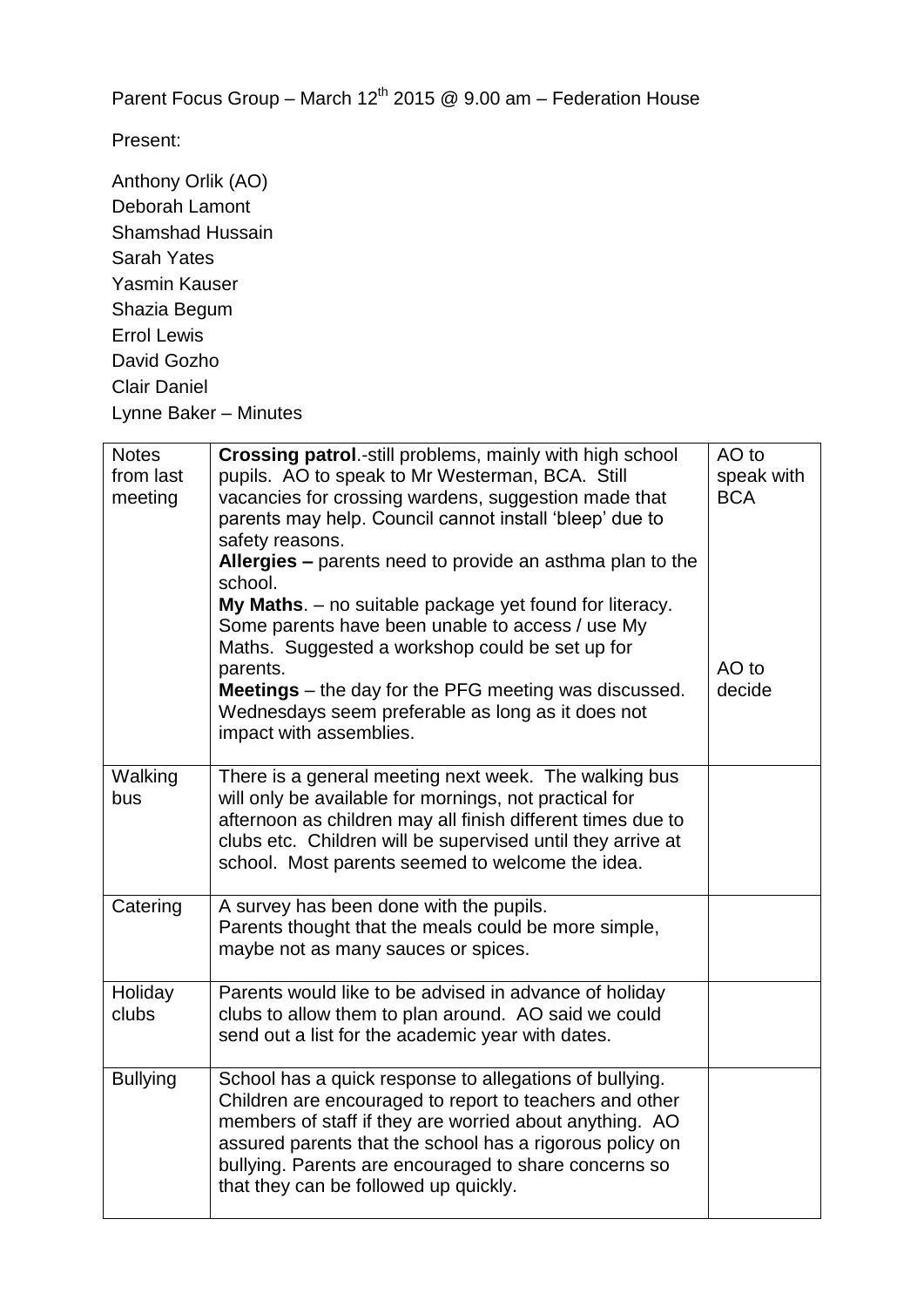Parent Focus Group – March 12th 2015 @ 9.00 am – Federation House

Present:

Anthony Orlik (AO)
Deborah Lamont
Shamshad Hussain
Sarah Yates
Yasmin Kauser
Shazia Begum
Errol Lewis
David Gozho
Clair Daniel
Lynne Baker – Minutes

| | | |
|---|---|---|
| Notes from last meeting | **Crossing patrol**.-still problems, mainly with high school pupils. AO to speak to Mr Westerman, BCA. Still vacancies for crossing wardens, suggestion made that parents may help. Council cannot install 'bleep' due to safety reasons.<br>**Allergies –** parents need to provide an asthma plan to the school.<br>**My Maths**. – no suitable package yet found for literacy. Some parents have been unable to access / use My Maths. Suggested a workshop could be set up for parents.<br>**Meetings** – the day for the PFG meeting was discussed. Wednesdays seem preferable as long as it does not impact with assemblies. | AO to speak with BCA<br><br>AO to decide |
| Walking bus | There is a general meeting next week. The walking bus will only be available for mornings, not practical for afternoon as children may all finish different times due to clubs etc. Children will be supervised until they arrive at school. Most parents seemed to welcome the idea. | |
| Catering | A survey has been done with the pupils.<br>Parents thought that the meals could be more simple, maybe not as many sauces or spices. | |
| Holiday clubs | Parents would like to be advised in advance of holiday clubs to allow them to plan around. AO said we could send out a list for the academic year with dates. | |
| Bullying | School has a quick response to allegations of bullying. Children are encouraged to report to teachers and other members of staff if they are worried about anything. AO assured parents that the school has a rigorous policy on bullying. Parents are encouraged to share concerns so that they can be followed up quickly. | |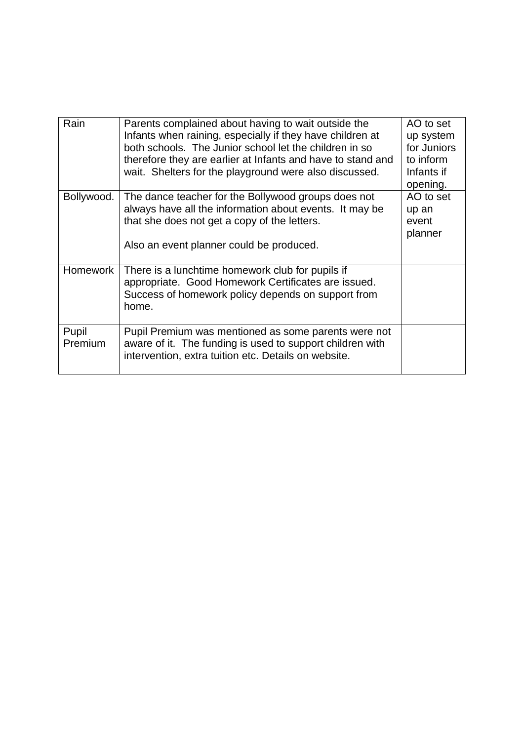| | | |
|---|---|---|
| Rain | Parents complained about having to wait outside the Infants when raining, especially if they have children at both schools. The Junior school let the children in so therefore they are earlier at Infants and have to stand and wait. Shelters for the playground were also discussed. | AO to set up system for Juniors to inform Infants if opening. |
| Bollywood. | The dance teacher for the Bollywood groups does not always have all the information about events. It may be that she does not get a copy of the letters.<br><br>Also an event planner could be produced. | AO to set up an event planner |
| Homework | There is a lunchtime homework club for pupils if appropriate. Good Homework Certificates are issued. Success of homework policy depends on support from home. | |
| Pupil Premium | Pupil Premium was mentioned as some parents were not aware of it. The funding is used to support children with intervention, extra tuition etc. Details on website. | |